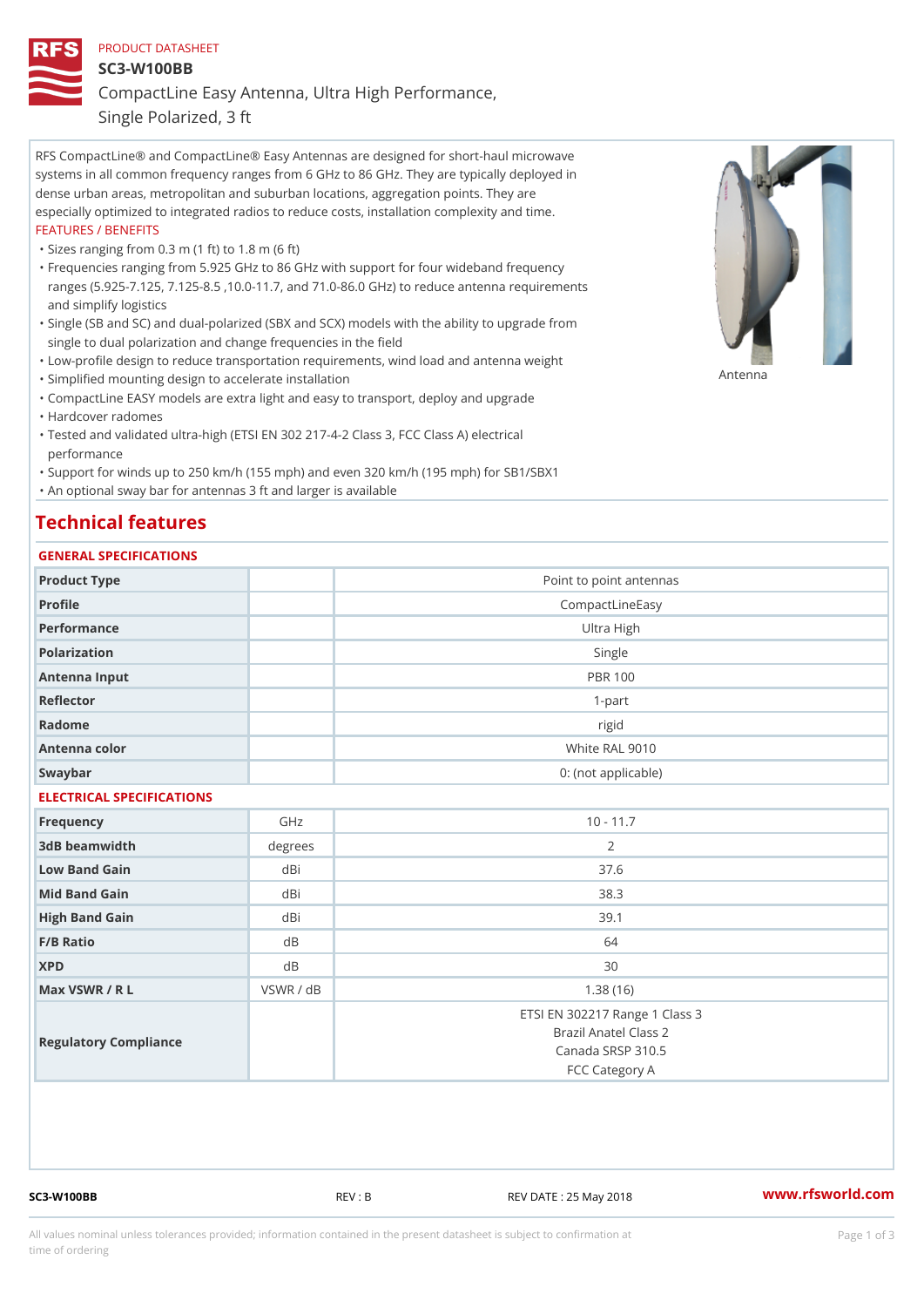PRODUCT DATASHEET

# SC3-W100BB

## CompactLine Easy Antenna, Ultra High Performance, Single Polarized, 3 ft

RFS CompactLine® and CompactLine® Easy Antennas are designed for short-haul microwave systems in all common frequency ranges from 6 GHz to 86 GHz. They are typically deployed in dense urban areas, metropolitan and suburban locations, aggregation points. They are especially optimized to integrated radios to reduce costs, installation complexity and time.

FEATURES / BENEFITS

- Sizes ranging from 0.3 m (1 ft) to 1.8 m (6 ft)
- Frequencies ranging from 5.925 GHz to 86 GHz with support for four wideband frequency ranges (5.925-7.125, 7.125-8.5 ,10.0-11.7, and 71.0-86.0 GHz) to reduce antenna requirements and simplify logistics
- Single (SB and SC) and dual-polarized (SBX and SCX) models with the ability to upgrade from single to dual polarization and change frequencies in the field
- Low-profile design to reduce transportation requirements, wind load and antenna weight
- Simplified mounting design to accelerate installation
- CompactLine EASY models are extra light and easy to transport, deploy and upgrade
- Hardcover radomes
- Tested and validated ultra-high (ETSI EN 302 217-4-2 Class 3, FCC Class A) electrical performance
- Support for winds up to 250 km/h (155 mph) and even 320 km/h (195 mph) for SB1/SBX1
- An optional sway bar for antennas 3 ft and larger is available

Antenna

## Technical features

### GENERAL SPECIFICATIONS

| | | |
|---|---|---|
| Product Type | | Point to point antennas |
| Profile | | CompactLineEasy |
| Performance | | Ultra High |
| Polarization | | Single |
| Antenna Input | | PBR 100 |
| Reflector | | 1-part |
| Radome | | rigid |
| Antenna color | | White RAL 9010 |
| Swaybar | | 0: (not applicable) |

### ELECTRICAL SPECIFICATIONS

| | | |
|---|---|---|
| Frequency | GHz | 10 - 11.7 |
| 3dB beamwidth | degrees | 2 |
| Low Band Gain | dBi | 37.6 |
| Mid Band Gain | dBi | 38.3 |
| High Band Gain | dBi | 39.1 |
| F/B Ratio | dB | 64 |
| XPD | dB | 30 |
| Max VSWR / R L | VSWR / dB | 1.38 (16) |
| Regulatory Compliance | | ETSI EN 302217 Range 1 Class 3<br>Brazil Anatel Class 2<br>Canada SRSP 310.5<br>FCC Category A |

SC3-W100BB REV : B REV DATE : 25 May 2018 www.rfsworld.com

All values nominal unless tolerances provided; information contained in the present datasheet is subject to confirmation at time of ordering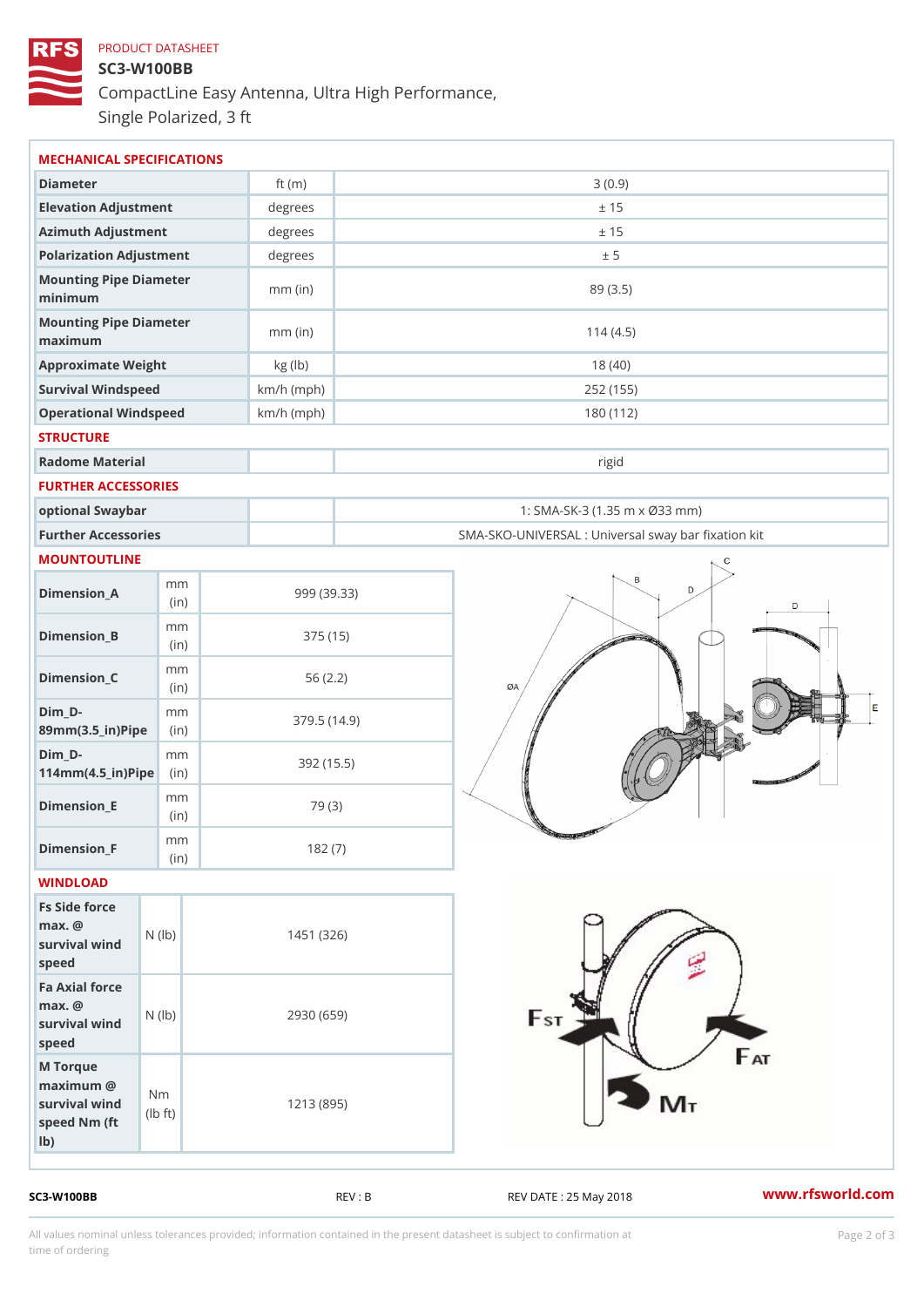PRODUCT DATASHEET

# SC3-W100BB

## CompactLine Easy Antenna, Ultra High Performance, Single Polarized, 3 ft

### MECHANICAL SPECIFICATIONS

| Parameter | Unit | Value |
|---|---|---|
| Diameter | ft (m) | 3 (0.9) |
| Elevation Adjustment | degrees | ± 15 |
| Azimuth Adjustment | degrees | ± 15 |
| Polarization Adjustment | degrees | ± 5 |
| Mounting Pipe Diameter minimum | mm (in) | 89 (3.5) |
| Mounting Pipe Diameter maximum | mm (in) | 114 (4.5) |
| Approximate Weight | kg (lb) | 18 (40) |
| Survival Windspeed | km/h (mph) | 252 (155) |
| Operational Windspeed | km/h (mph) | 180 (112) |

### STRUCTURE

| Parameter | Unit | Value |
|---|---|---|
| Radome Material | | rigid |

### FURTHER ACCESSORIES

| Parameter | Unit | Value |
|---|---|---|
| optional Swaybar | | 1: SMA-SK-3 (1.35 m x Ø33 mm) |
| Further Accessories | | SMA-SKO-UNIVERSAL : Universal sway bar fixation kit |

### MOUNTOUTLINE

| Dimension | Unit | Value |
|---|---|---|
| Dimension_A | mm (in) | 999 (39.33) |
| Dimension_B | mm (in) | 375 (15) |
| Dimension_C | mm (in) | 56 (2.2) |
| Dim_D-89mm(3.5_in)Pipe | mm (in) | 379.5 (14.9) |
| Dim_D-114mm(4.5_in)Pipe | mm (in) | 392 (15.5) |
| Dimension_E | mm (in) | 79 (3) |
| Dimension_F | mm (in) | 182 (7) |

### WINDLOAD

| Parameter | Unit | Value |
|---|---|---|
| Fs Side force max. @ survival wind speed | N (lb) | 1451 (326) |
| Fa Axial force max. @ survival wind speed | N (lb) | 2930 (659) |
| M Torque maximum @ survival wind speed Nm (ft lb) | Nm (lb ft) | 1213 (895) |

SC3-W100BB REV : B REV DATE : 25 May 2018 www.rfsworld.com

All values nominal unless tolerances provided; information contained in the present datasheet is subject to confirmation at time of ordering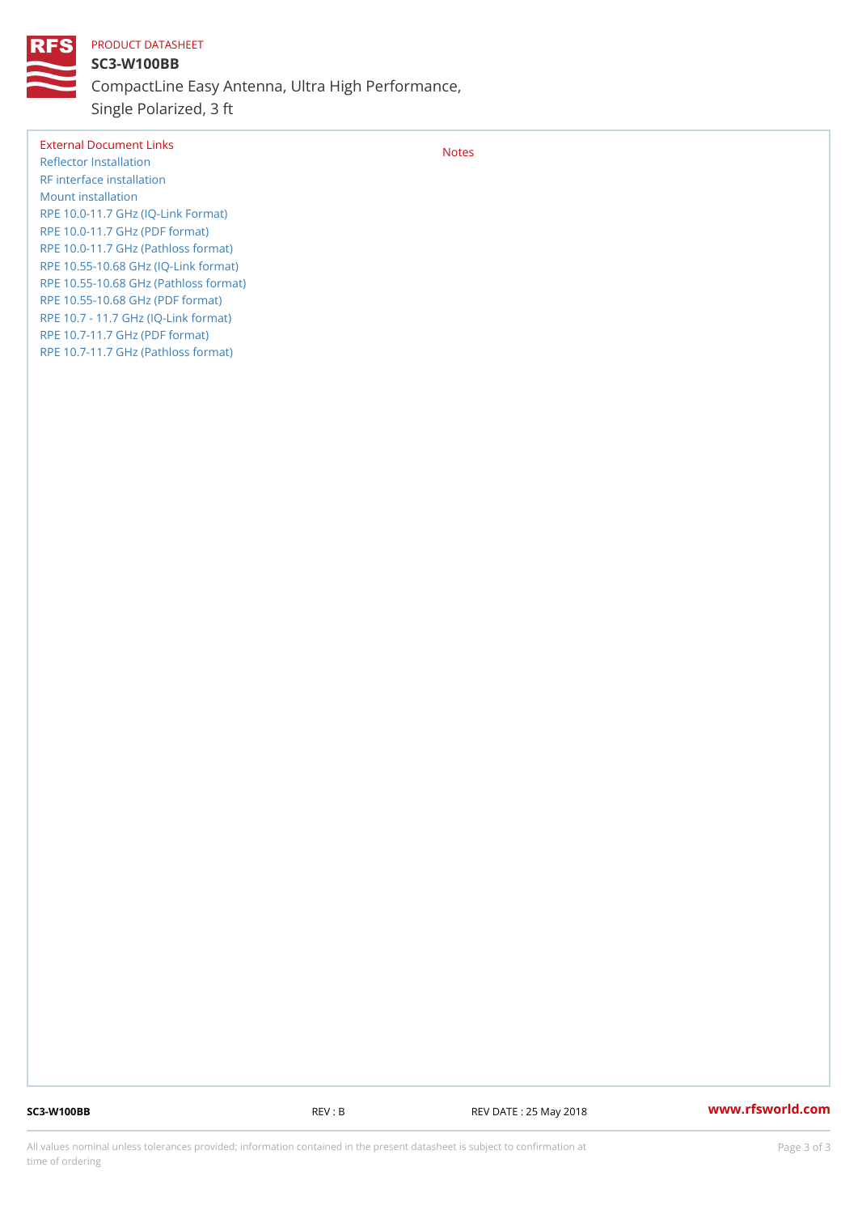### External Document Links

Reflector Installation
RF interface installation
Mount installation
RPE 10.0-11.7 GHz (IQ-Link Format)
RPE 10.0-11.7 GHz (PDF format)
RPE 10.0-11.7 GHz (Pathloss format)
RPE 10.55-10.68 GHz (IQ-Link format)
RPE 10.55-10.68 GHz (Pathloss format)
RPE 10.55-10.68 GHz (PDF format)
RPE 10.7 - 11.7 GHz (IQ-Link format)
RPE 10.7-11.7 GHz (PDF format)
RPE 10.7-11.7 GHz (Pathloss format)

### Notes

All values nominal unless tolerances provided; information contained in the present datasheet is subject to confirmation at time of ordering